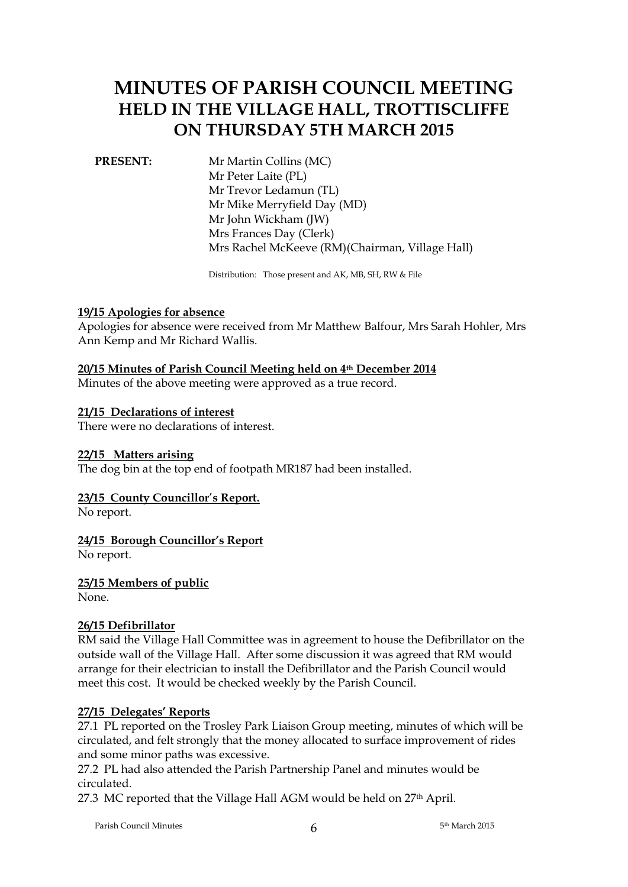# MINUTES OF PARISH COUNCIL MEETING
## HELD IN THE VILLAGE HALL, TROTTISCLIFFE
## ON THURSDAY 5TH MARCH 2015

**PRESENT:**

Mr Martin Collins (MC)
Mr Peter Laite (PL)
Mr Trevor Ledamun (TL)
Mr Mike Merryfield Day (MD)
Mr John Wickham (JW)
Mrs Frances Day (Clerk)
Mrs Rachel McKeeve (RM)(Chairman, Village Hall)

Distribution: Those present and AK, MB, SH, RW & File

**19/15 Apologies for absence**

Apologies for absence were received from Mr Matthew Balfour, Mrs Sarah Hohler, Mrs Ann Kemp and Mr Richard Wallis.

**20/15 Minutes of Parish Council Meeting held on 4th December 2014**

Minutes of the above meeting were approved as a true record.

**21/15 Declarations of interest**

There were no declarations of interest.

**22/15 Matters arising**

The dog bin at the top end of footpath MR187 had been installed.

**23/15 County Councillor's Report.**

No report.

**24/15 Borough Councillor's Report**

No report.

**25/15 Members of public**

None.

**26/15 Defibrillator**

RM said the Village Hall Committee was in agreement to house the Defibrillator on the outside wall of the Village Hall. After some discussion it was agreed that RM would arrange for their electrician to install the Defibrillator and the Parish Council would meet this cost. It would be checked weekly by the Parish Council.

**27/15 Delegates' Reports**

27.1 PL reported on the Trosley Park Liaison Group meeting, minutes of which will be circulated, and felt strongly that the money allocated to surface improvement of rides and some minor paths was excessive.

27.2 PL had also attended the Parish Partnership Panel and minutes would be circulated.

27.3 MC reported that the Village Hall AGM would be held on 27th April.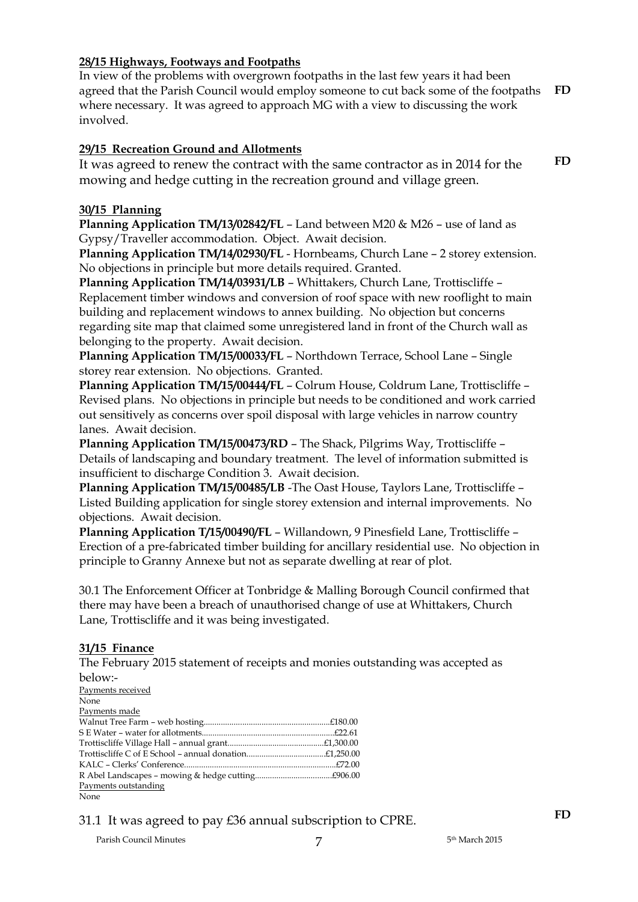**28/15 Highways, Footways and Footpaths**

In view of the problems with overgrown footpaths in the last few years it had been agreed that the Parish Council would employ someone to cut back some of the footpaths where necessary. It was agreed to approach MG with a view to discussing the work involved. **FD**

**29/15 Recreation Ground and Allotments**

It was agreed to renew the contract with the same contractor as in 2014 for the mowing and hedge cutting in the recreation ground and village green. **FD**

**30/15 Planning**

**Planning Application TM/13/02842/FL** – Land between M20 & M26 – use of land as Gypsy/Traveller accommodation. Object. Await decision.

**Planning Application TM/14/02930/FL** - Hornbeams, Church Lane – 2 storey extension. No objections in principle but more details required. Granted.

**Planning Application TM/14/03931/LB** – Whittakers, Church Lane, Trottiscliffe – Replacement timber windows and conversion of roof space with new rooflight to main building and replacement windows to annex building. No objection but concerns regarding site map that claimed some unregistered land in front of the Church wall as belonging to the property. Await decision.

**Planning Application TM/15/00033/FL** – Northdown Terrace, School Lane – Single storey rear extension. No objections. Granted.

**Planning Application TM/15/00444/FL** – Colrum House, Coldrum Lane, Trottiscliffe – Revised plans. No objections in principle but needs to be conditioned and work carried out sensitively as concerns over spoil disposal with large vehicles in narrow country lanes. Await decision.

**Planning Application TM/15/00473/RD** – The Shack, Pilgrims Way, Trottiscliffe – Details of landscaping and boundary treatment. The level of information submitted is insufficient to discharge Condition 3. Await decision.

**Planning Application TM/15/00485/LB** -The Oast House, Taylors Lane, Trottiscliffe – Listed Building application for single storey extension and internal improvements. No objections. Await decision.

**Planning Application T/15/00490/FL** – Willandown, 9 Pinesfield Lane, Trottiscliffe – Erection of a pre-fabricated timber building for ancillary residential use. No objection in principle to Granny Annexe but not as separate dwelling at rear of plot.

30.1 The Enforcement Officer at Tonbridge & Malling Borough Council confirmed that there may have been a breach of unauthorised change of use at Whittakers, Church Lane, Trottiscliffe and it was being investigated.

**31/15 Finance**

The February 2015 statement of receipts and monies outstanding was accepted as below:-

Payments received

None

Payments made

Walnut Tree Farm – web hosting..........£180.00
S E Water – water for allotments..........£22.61
Trottiscliffe Village Hall – annual grant..........£1,300.00
Trottiscliffe C of E School – annual donation..........£1,250.00
KALC – Clerks' Conference..........£72.00
R Abel Landscapes – mowing & hedge cutting..........£906.00

Payments outstanding

None

31.1 It was agreed to pay £36 annual subscription to CPRE. **FD**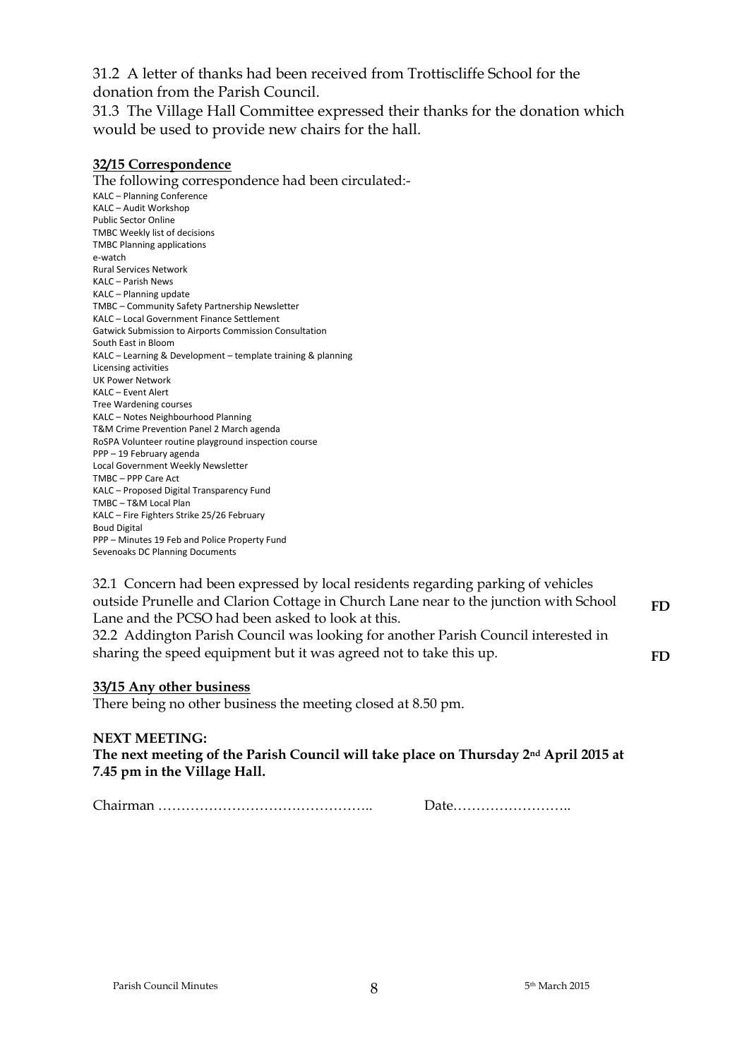31.2 A letter of thanks had been received from Trottiscliffe School for the donation from the Parish Council.

31.3 The Village Hall Committee expressed their thanks for the donation which would be used to provide new chairs for the hall.

**32/15 Correspondence**

The following correspondence had been circulated:-

KALC – Planning Conference
KALC – Audit Workshop
Public Sector Online
TMBC Weekly list of decisions
TMBC Planning applications
e-watch
Rural Services Network
KALC – Parish News
KALC – Planning update
TMBC – Community Safety Partnership Newsletter
KALC – Local Government Finance Settlement
Gatwick Submission to Airports Commission Consultation
South East in Bloom
KALC – Learning & Development – template training & planning
Licensing activities
UK Power Network
KALC – Event Alert
Tree Wardening courses
KALC – Notes Neighbourhood Planning
T&M Crime Prevention Panel 2 March agenda
RoSPA Volunteer routine playground inspection course
PPP – 19 February agenda
Local Government Weekly Newsletter
TMBC – PPP Care Act
KALC – Proposed Digital Transparency Fund
TMBC – T&M Local Plan
KALC – Fire Fighters Strike 25/26 February
Boud Digital
PPP – Minutes 19 Feb and Police Property Fund
Sevenoaks DC Planning Documents

32.1 Concern had been expressed by local residents regarding parking of vehicles outside Prunelle and Clarion Cottage in Church Lane near to the junction with School Lane and the PCSO had been asked to look at this. **FD**

32.2 Addington Parish Council was looking for another Parish Council interested in sharing the speed equipment but it was agreed not to take this up. **FD**

**33/15 Any other business**

There being no other business the meeting closed at 8.50 pm.

**NEXT MEETING:**

**The next meeting of the Parish Council will take place on Thursday 2nd April 2015 at 7.45 pm in the Village Hall.**

Chairman ……………………………………….. Date……………………..